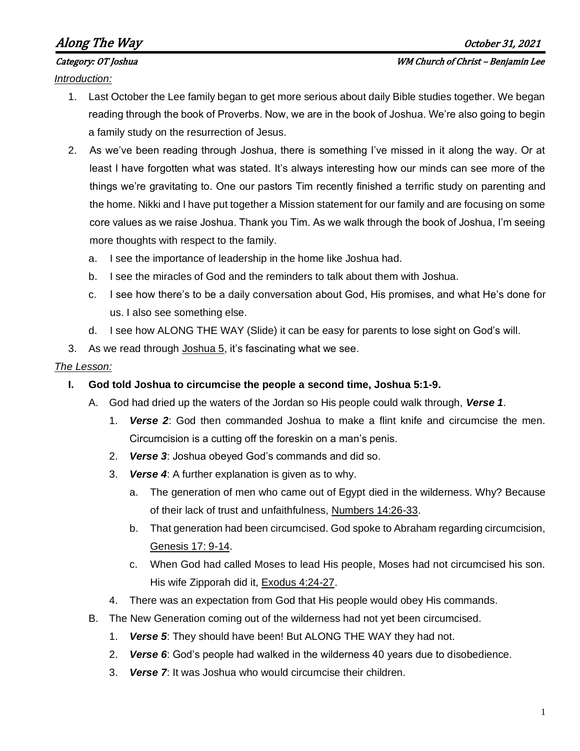# Along The Way

October 31, 2021

Category: OT Joshua

WM Church of Christ – Benjamin Lee

*Introduction:*

1. Last October the Lee family began to get more serious about daily Bible studies together. We began reading through the book of Proverbs. Now, we are in the book of Joshua. We're also going to begin a family study on the resurrection of Jesus.
2. As we've been reading through Joshua, there is something I've missed in it along the way. Or at least I have forgotten what was stated. It's always interesting how our minds can see more of the things we're gravitating to. One our pastors Tim recently finished a terrific study on parenting and the home. Nikki and I have put together a Mission statement for our family and are focusing on some core values as we raise Joshua. Thank you Tim. As we walk through the book of Joshua, I'm seeing more thoughts with respect to the family.
   a. I see the importance of leadership in the home like Joshua had.
   b. I see the miracles of God and the reminders to talk about them with Joshua.
   c. I see how there's to be a daily conversation about God, His promises, and what He's done for us. I also see something else.
   d. I see how ALONG THE WAY (Slide) it can be easy for parents to lose sight on God's will.
3. As we read through Joshua 5, it's fascinating what we see.

*The Lesson:*

- **I. God told Joshua to circumcise the people a second time, Joshua 5:1-9.**
  - A. God had dried up the waters of the Jordan so His people could walk through, ***Verse 1***.
    1. ***Verse 2***: God then commanded Joshua to make a flint knife and circumcise the men. Circumcision is a cutting off the foreskin on a man's penis.
    2. ***Verse 3***: Joshua obeyed God's commands and did so.
    3. ***Verse 4***: A further explanation is given as to why.
       a. The generation of men who came out of Egypt died in the wilderness. Why? Because of their lack of trust and unfaithfulness, Numbers 14:26-33.
       b. That generation had been circumcised. God spoke to Abraham regarding circumcision, Genesis 17: 9-14.
       c. When God had called Moses to lead His people, Moses had not circumcised his son. His wife Zipporah did it, Exodus 4:24-27.
    4. There was an expectation from God that His people would obey His commands.
  - B. The New Generation coming out of the wilderness had not yet been circumcised.
    1. ***Verse 5***: They should have been! But ALONG THE WAY they had not.
    2. ***Verse 6***: God's people had walked in the wilderness 40 years due to disobedience.
    3. ***Verse 7***: It was Joshua who would circumcise their children.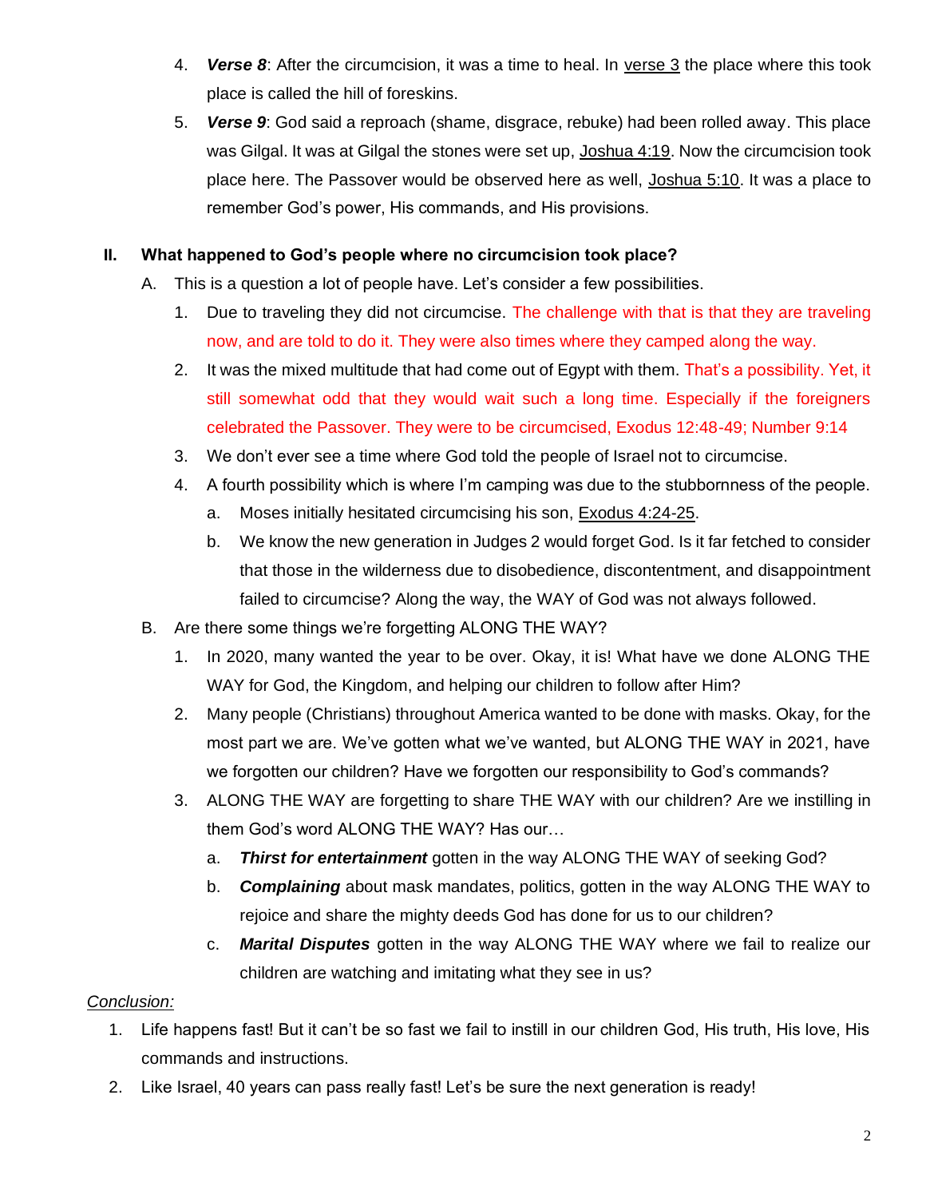4. ***Verse 8***: After the circumcision, it was a time to heal. In verse 3 the place where this took place is called the hill of foreskins.
5. ***Verse 9***: God said a reproach (shame, disgrace, rebuke) had been rolled away. This place was Gilgal. It was at Gilgal the stones were set up, Joshua 4:19. Now the circumcision took place here. The Passover would be observed here as well, Joshua 5:10. It was a place to remember God's power, His commands, and His provisions.

**II. What happened to God's people where no circumcision took place?**

A. This is a question a lot of people have. Let's consider a few possibilities.

1. Due to traveling they did not circumcise. The challenge with that is that they are traveling now, and are told to do it. They were also times where they camped along the way.
2. It was the mixed multitude that had come out of Egypt with them. That's a possibility. Yet, it still somewhat odd that they would wait such a long time. Especially if the foreigners celebrated the Passover. They were to be circumcised, Exodus 12:48-49; Number 9:14
3. We don't ever see a time where God told the people of Israel not to circumcise.
4. A fourth possibility which is where I'm camping was due to the stubbornness of the people.
   a. Moses initially hesitated circumcising his son, Exodus 4:24-25.
   b. We know the new generation in Judges 2 would forget God. Is it far fetched to consider that those in the wilderness due to disobedience, discontentment, and disappointment failed to circumcise? Along the way, the WAY of God was not always followed.

B. Are there some things we're forgetting ALONG THE WAY?

1. In 2020, many wanted the year to be over. Okay, it is! What have we done ALONG THE WAY for God, the Kingdom, and helping our children to follow after Him?
2. Many people (Christians) throughout America wanted to be done with masks. Okay, for the most part we are. We've gotten what we've wanted, but ALONG THE WAY in 2021, have we forgotten our children? Have we forgotten our responsibility to God's commands?
3. ALONG THE WAY are forgetting to share THE WAY with our children? Are we instilling in them God's word ALONG THE WAY? Has our…
   a. ***Thirst for entertainment*** gotten in the way ALONG THE WAY of seeking God?
   b. ***Complaining*** about mask mandates, politics, gotten in the way ALONG THE WAY to rejoice and share the mighty deeds God has done for us to our children?
   c. ***Marital Disputes*** gotten in the way ALONG THE WAY where we fail to realize our children are watching and imitating what they see in us?

*Conclusion:*

1. Life happens fast! But it can't be so fast we fail to instill in our children God, His truth, His love, His commands and instructions.
2. Like Israel, 40 years can pass really fast! Let's be sure the next generation is ready!